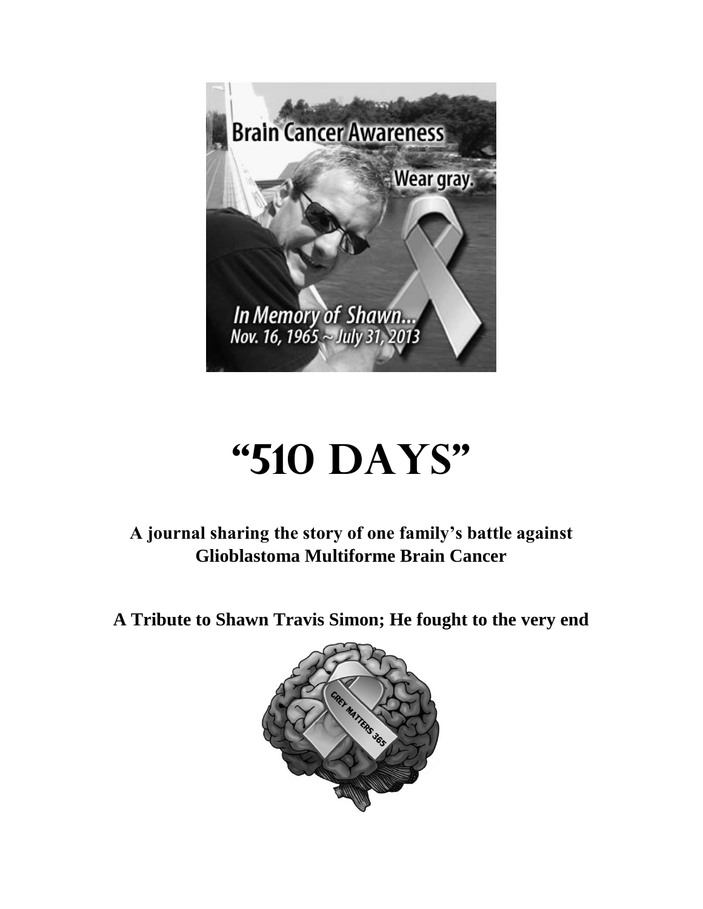# "510 Days"

**A journal sharing the story of one family's battle against Glioblastoma Multiforme Brain Cancer**

**A Tribute to Shawn Travis Simon; He fought to the very end**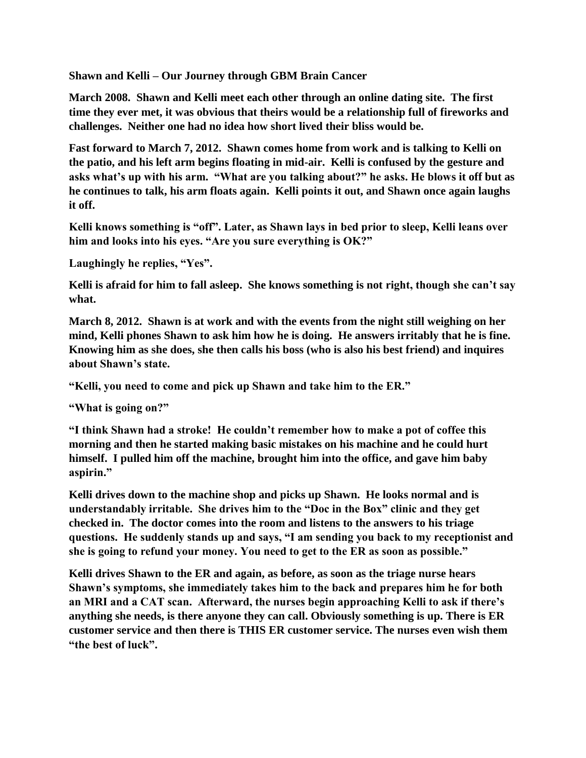**Shawn and Kelli – Our Journey through GBM Brain Cancer**

**March 2008. Shawn and Kelli meet each other through an online dating site. The first time they ever met, it was obvious that theirs would be a relationship full of fireworks and challenges. Neither one had no idea how short lived their bliss would be.**

**Fast forward to March 7, 2012. Shawn comes home from work and is talking to Kelli on the patio, and his left arm begins floating in mid-air. Kelli is confused by the gesture and asks what's up with his arm. "What are you talking about?" he asks. He blows it off but as he continues to talk, his arm floats again. Kelli points it out, and Shawn once again laughs it off.**

**Kelli knows something is "off". Later, as Shawn lays in bed prior to sleep, Kelli leans over him and looks into his eyes. "Are you sure everything is OK?"**

**Laughingly he replies, "Yes".**

**Kelli is afraid for him to fall asleep. She knows something is not right, though she can't say what.**

**March 8, 2012. Shawn is at work and with the events from the night still weighing on her mind, Kelli phones Shawn to ask him how he is doing. He answers irritably that he is fine. Knowing him as she does, she then calls his boss (who is also his best friend) and inquires about Shawn's state.**

**"Kelli, you need to come and pick up Shawn and take him to the ER."**

**"What is going on?"**

**"I think Shawn had a stroke! He couldn't remember how to make a pot of coffee this morning and then he started making basic mistakes on his machine and he could hurt himself. I pulled him off the machine, brought him into the office, and gave him baby aspirin."**

**Kelli drives down to the machine shop and picks up Shawn. He looks normal and is understandably irritable. She drives him to the "Doc in the Box" clinic and they get checked in. The doctor comes into the room and listens to the answers to his triage questions. He suddenly stands up and says, "I am sending you back to my receptionist and she is going to refund your money. You need to get to the ER as soon as possible."**

**Kelli drives Shawn to the ER and again, as before, as soon as the triage nurse hears Shawn's symptoms, she immediately takes him to the back and prepares him he for both an MRI and a CAT scan. Afterward, the nurses begin approaching Kelli to ask if there's anything she needs, is there anyone they can call. Obviously something is up. There is ER customer service and then there is THIS ER customer service. The nurses even wish them "the best of luck".**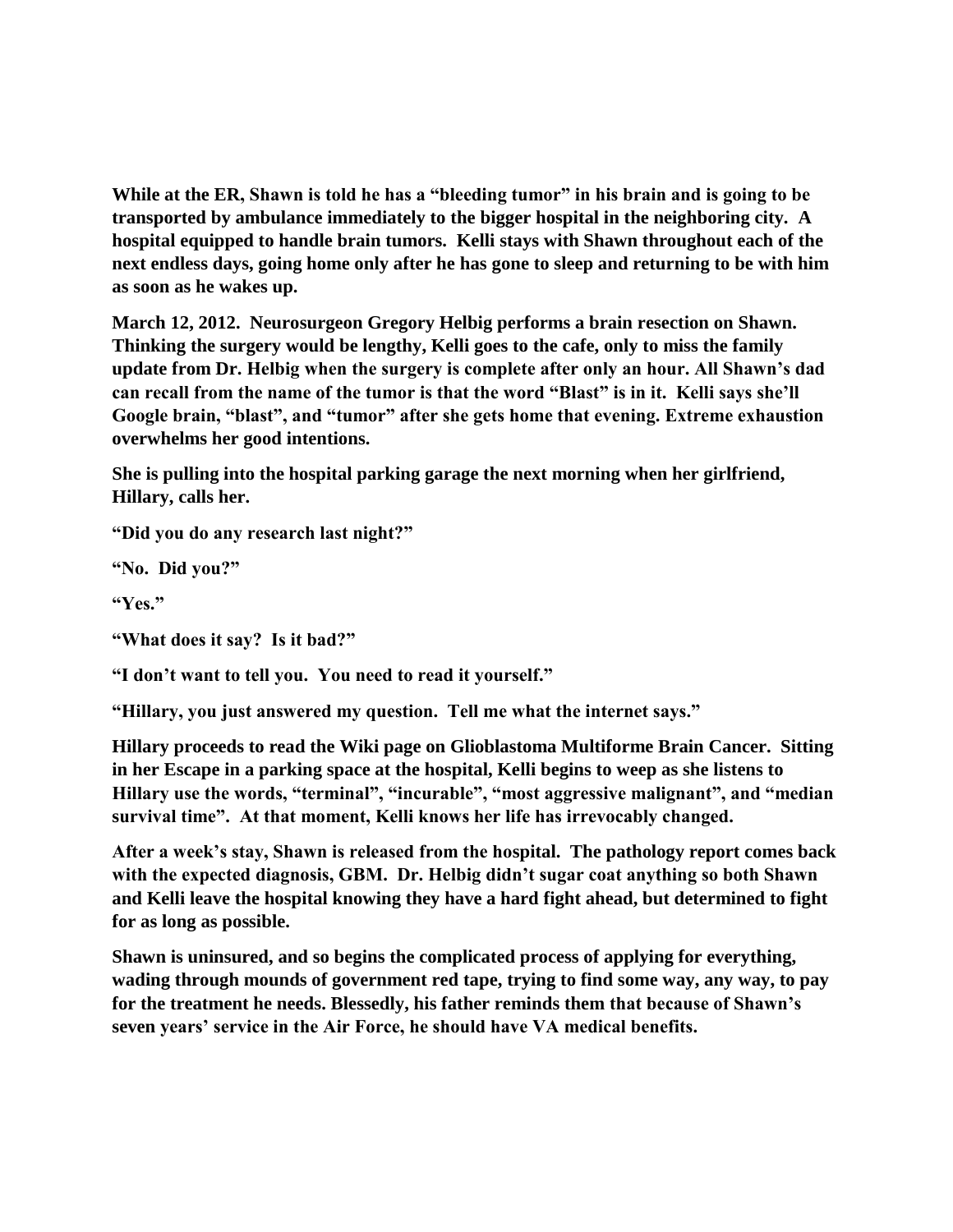**While at the ER, Shawn is told he has a "bleeding tumor" in his brain and is going to be transported by ambulance immediately to the bigger hospital in the neighboring city. A hospital equipped to handle brain tumors. Kelli stays with Shawn throughout each of the next endless days, going home only after he has gone to sleep and returning to be with him as soon as he wakes up.**

**March 12, 2012. Neurosurgeon Gregory Helbig performs a brain resection on Shawn. Thinking the surgery would be lengthy, Kelli goes to the cafe, only to miss the family update from Dr. Helbig when the surgery is complete after only an hour. All Shawn's dad can recall from the name of the tumor is that the word "Blast" is in it. Kelli says she'll Google brain, "blast", and "tumor" after she gets home that evening. Extreme exhaustion overwhelms her good intentions.**

**She is pulling into the hospital parking garage the next morning when her girlfriend, Hillary, calls her.**

**"Did you do any research last night?"**

**"No. Did you?"**

**"Yes."**

**"What does it say? Is it bad?"**

**"I don't want to tell you. You need to read it yourself."**

**"Hillary, you just answered my question. Tell me what the internet says."**

**Hillary proceeds to read the Wiki page on Glioblastoma Multiforme Brain Cancer. Sitting in her Escape in a parking space at the hospital, Kelli begins to weep as she listens to Hillary use the words, "terminal", "incurable", "most aggressive malignant", and "median survival time". At that moment, Kelli knows her life has irrevocably changed.**

**After a week's stay, Shawn is released from the hospital. The pathology report comes back with the expected diagnosis, GBM. Dr. Helbig didn't sugar coat anything so both Shawn and Kelli leave the hospital knowing they have a hard fight ahead, but determined to fight for as long as possible.**

**Shawn is uninsured, and so begins the complicated process of applying for everything, wading through mounds of government red tape, trying to find some way, any way, to pay for the treatment he needs. Blessedly, his father reminds them that because of Shawn's seven years' service in the Air Force, he should have VA medical benefits.**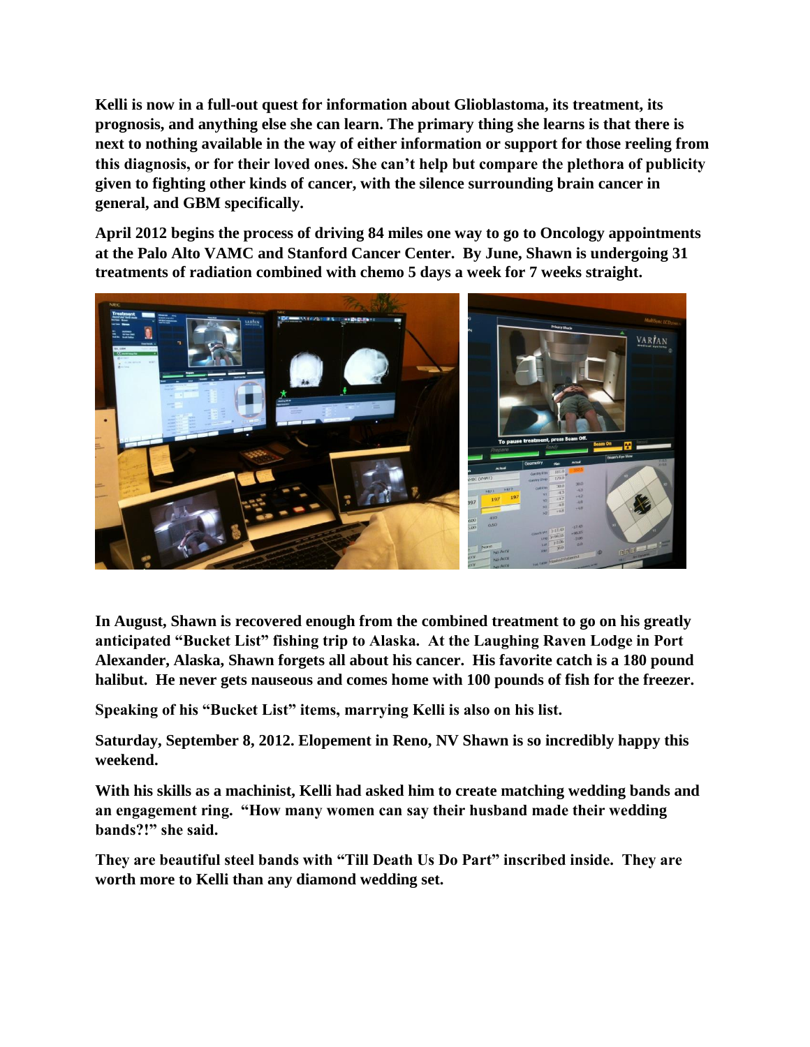**Kelli is now in a full-out quest for information about Glioblastoma, its treatment, its prognosis, and anything else she can learn. The primary thing she learns is that there is next to nothing available in the way of either information or support for those reeling from this diagnosis, or for their loved ones. She can't help but compare the plethora of publicity given to fighting other kinds of cancer, with the silence surrounding brain cancer in general, and GBM specifically.**

**April 2012 begins the process of driving 84 miles one way to go to Oncology appointments at the Palo Alto VAMC and Stanford Cancer Center. By June, Shawn is undergoing 31 treatments of radiation combined with chemo 5 days a week for 7 weeks straight.**

**In August, Shawn is recovered enough from the combined treatment to go on his greatly anticipated "Bucket List" fishing trip to Alaska. At the Laughing Raven Lodge in Port Alexander, Alaska, Shawn forgets all about his cancer. His favorite catch is a 180 pound halibut. He never gets nauseous and comes home with 100 pounds of fish for the freezer.**

**Speaking of his "Bucket List" items, marrying Kelli is also on his list.**

**Saturday, September 8, 2012. Elopement in Reno, NV Shawn is so incredibly happy this weekend.**

**With his skills as a machinist, Kelli had asked him to create matching wedding bands and an engagement ring. "How many women can say their husband made their wedding bands?!" she said.**

**They are beautiful steel bands with "Till Death Us Do Part" inscribed inside. They are worth more to Kelli than any diamond wedding set.**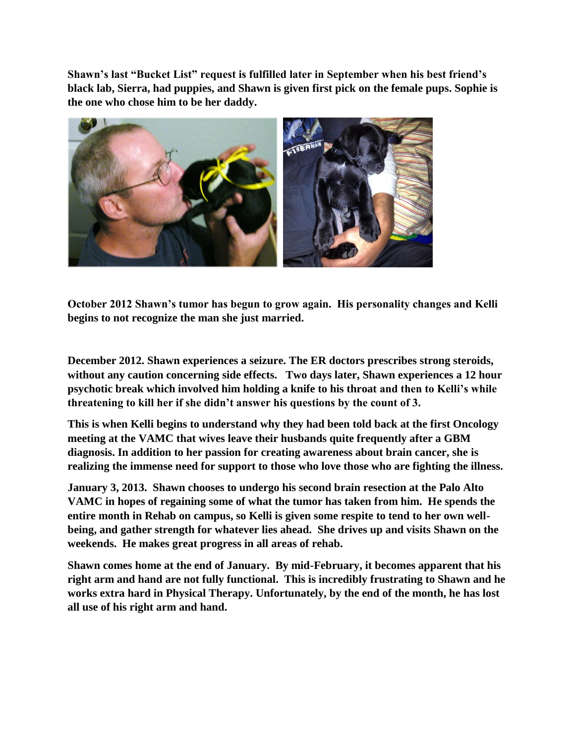**Shawn's last "Bucket List" request is fulfilled later in September when his best friend's black lab, Sierra, had puppies, and Shawn is given first pick on the female pups. Sophie is the one who chose him to be her daddy.**

**October 2012 Shawn's tumor has begun to grow again. His personality changes and Kelli begins to not recognize the man she just married.**

**December 2012. Shawn experiences a seizure. The ER doctors prescribes strong steroids, without any caution concerning side effects. Two days later, Shawn experiences a 12 hour psychotic break which involved him holding a knife to his throat and then to Kelli's while threatening to kill her if she didn't answer his questions by the count of 3.**

**This is when Kelli begins to understand why they had been told back at the first Oncology meeting at the VAMC that wives leave their husbands quite frequently after a GBM diagnosis. In addition to her passion for creating awareness about brain cancer, she is realizing the immense need for support to those who love those who are fighting the illness.**

**January 3, 2013. Shawn chooses to undergo his second brain resection at the Palo Alto VAMC in hopes of regaining some of what the tumor has taken from him. He spends the entire month in Rehab on campus, so Kelli is given some respite to tend to her own well-being, and gather strength for whatever lies ahead. She drives up and visits Shawn on the weekends. He makes great progress in all areas of rehab.**

**Shawn comes home at the end of January. By mid-February, it becomes apparent that his right arm and hand are not fully functional. This is incredibly frustrating to Shawn and he works extra hard in Physical Therapy. Unfortunately, by the end of the month, he has lost all use of his right arm and hand.**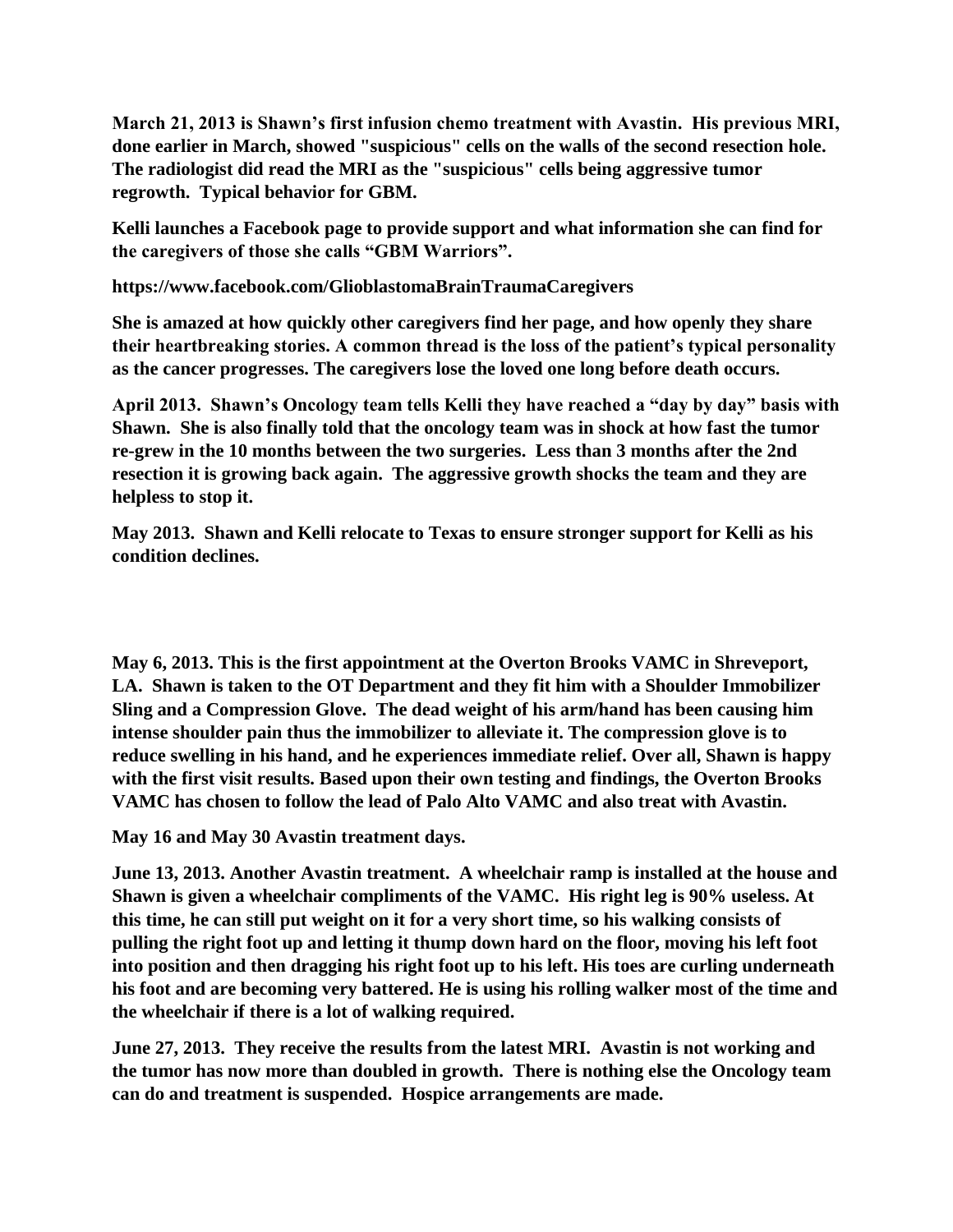**March 21, 2013 is Shawn's first infusion chemo treatment with Avastin. His previous MRI, done earlier in March, showed "suspicious" cells on the walls of the second resection hole. The radiologist did read the MRI as the "suspicious" cells being aggressive tumor regrowth. Typical behavior for GBM.**

**Kelli launches a Facebook page to provide support and what information she can find for the caregivers of those she calls "GBM Warriors".**

**https://www.facebook.com/GlioblastomaBrainTraumaCaregivers**

**She is amazed at how quickly other caregivers find her page, and how openly they share their heartbreaking stories. A common thread is the loss of the patient's typical personality as the cancer progresses. The caregivers lose the loved one long before death occurs.**

**April 2013. Shawn's Oncology team tells Kelli they have reached a "day by day" basis with Shawn. She is also finally told that the oncology team was in shock at how fast the tumor re-grew in the 10 months between the two surgeries. Less than 3 months after the 2nd resection it is growing back again. The aggressive growth shocks the team and they are helpless to stop it.**

**May 2013. Shawn and Kelli relocate to Texas to ensure stronger support for Kelli as his condition declines.**

**May 6, 2013. This is the first appointment at the Overton Brooks VAMC in Shreveport, LA. Shawn is taken to the OT Department and they fit him with a Shoulder Immobilizer Sling and a Compression Glove. The dead weight of his arm/hand has been causing him intense shoulder pain thus the immobilizer to alleviate it. The compression glove is to reduce swelling in his hand, and he experiences immediate relief. Over all, Shawn is happy with the first visit results. Based upon their own testing and findings, the Overton Brooks VAMC has chosen to follow the lead of Palo Alto VAMC and also treat with Avastin.**

**May 16 and May 30 Avastin treatment days.**

**June 13, 2013. Another Avastin treatment. A wheelchair ramp is installed at the house and Shawn is given a wheelchair compliments of the VAMC. His right leg is 90% useless. At this time, he can still put weight on it for a very short time, so his walking consists of pulling the right foot up and letting it thump down hard on the floor, moving his left foot into position and then dragging his right foot up to his left. His toes are curling underneath his foot and are becoming very battered. He is using his rolling walker most of the time and the wheelchair if there is a lot of walking required.**

**June 27, 2013. They receive the results from the latest MRI. Avastin is not working and the tumor has now more than doubled in growth. There is nothing else the Oncology team can do and treatment is suspended. Hospice arrangements are made.**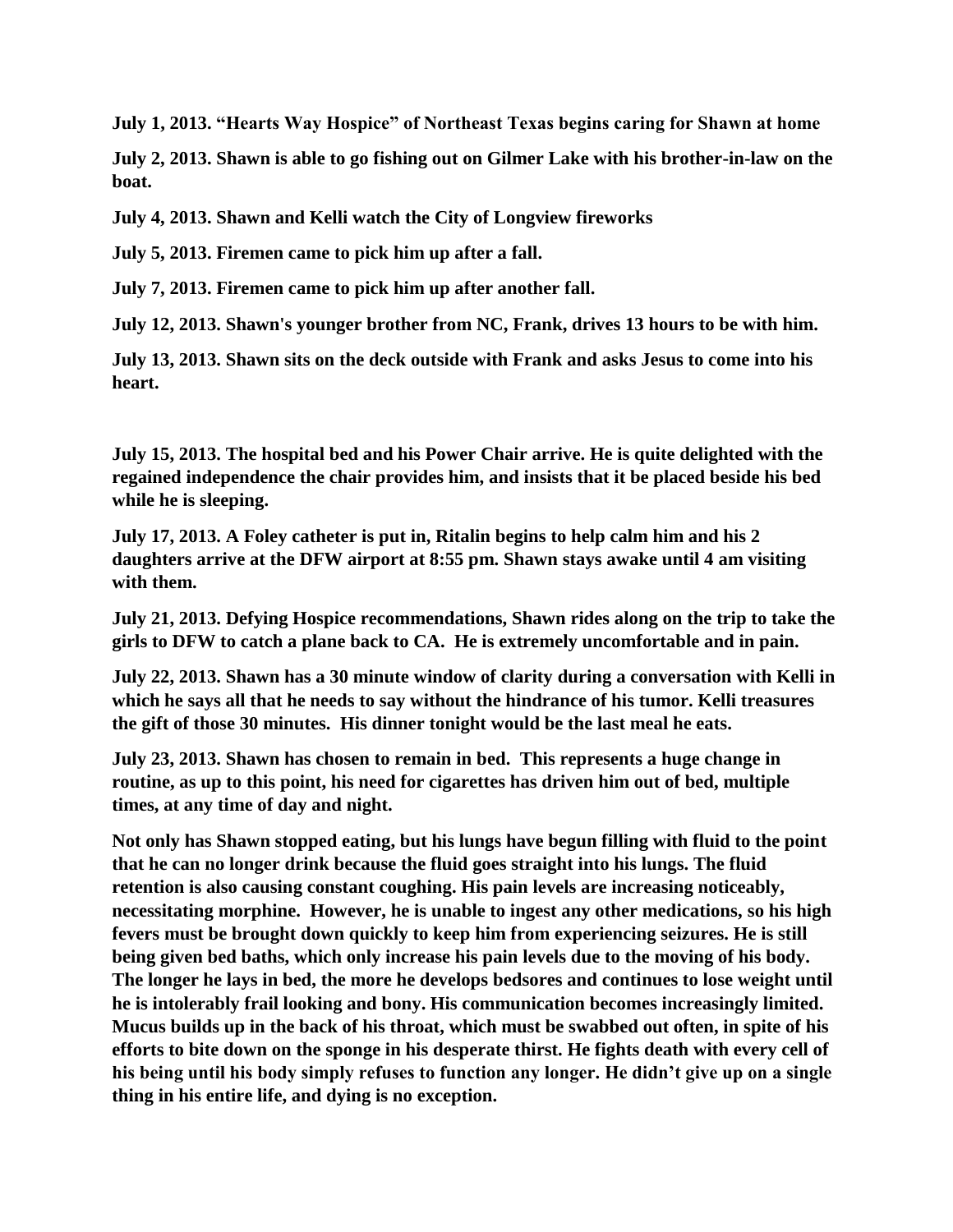**July 1, 2013. "Hearts Way Hospice" of Northeast Texas begins caring for Shawn at home**

**July 2, 2013. Shawn is able to go fishing out on Gilmer Lake with his brother-in-law on the boat.**

**July 4, 2013. Shawn and Kelli watch the City of Longview fireworks**

**July 5, 2013. Firemen came to pick him up after a fall.**

**July 7, 2013. Firemen came to pick him up after another fall.**

**July 12, 2013. Shawn's younger brother from NC, Frank, drives 13 hours to be with him.**

**July 13, 2013. Shawn sits on the deck outside with Frank and asks Jesus to come into his heart.**

**July 15, 2013. The hospital bed and his Power Chair arrive. He is quite delighted with the regained independence the chair provides him, and insists that it be placed beside his bed while he is sleeping.**

**July 17, 2013. A Foley catheter is put in, Ritalin begins to help calm him and his 2 daughters arrive at the DFW airport at 8:55 pm. Shawn stays awake until 4 am visiting with them.**

**July 21, 2013. Defying Hospice recommendations, Shawn rides along on the trip to take the girls to DFW to catch a plane back to CA. He is extremely uncomfortable and in pain.**

**July 22, 2013. Shawn has a 30 minute window of clarity during a conversation with Kelli in which he says all that he needs to say without the hindrance of his tumor. Kelli treasures the gift of those 30 minutes. His dinner tonight would be the last meal he eats.**

**July 23, 2013. Shawn has chosen to remain in bed. This represents a huge change in routine, as up to this point, his need for cigarettes has driven him out of bed, multiple times, at any time of day and night.**

**Not only has Shawn stopped eating, but his lungs have begun filling with fluid to the point that he can no longer drink because the fluid goes straight into his lungs. The fluid retention is also causing constant coughing. His pain levels are increasing noticeably, necessitating morphine. However, he is unable to ingest any other medications, so his high fevers must be brought down quickly to keep him from experiencing seizures. He is still being given bed baths, which only increase his pain levels due to the moving of his body. The longer he lays in bed, the more he develops bedsores and continues to lose weight until he is intolerably frail looking and bony. His communication becomes increasingly limited. Mucus builds up in the back of his throat, which must be swabbed out often, in spite of his efforts to bite down on the sponge in his desperate thirst. He fights death with every cell of his being until his body simply refuses to function any longer. He didn't give up on a single thing in his entire life, and dying is no exception.**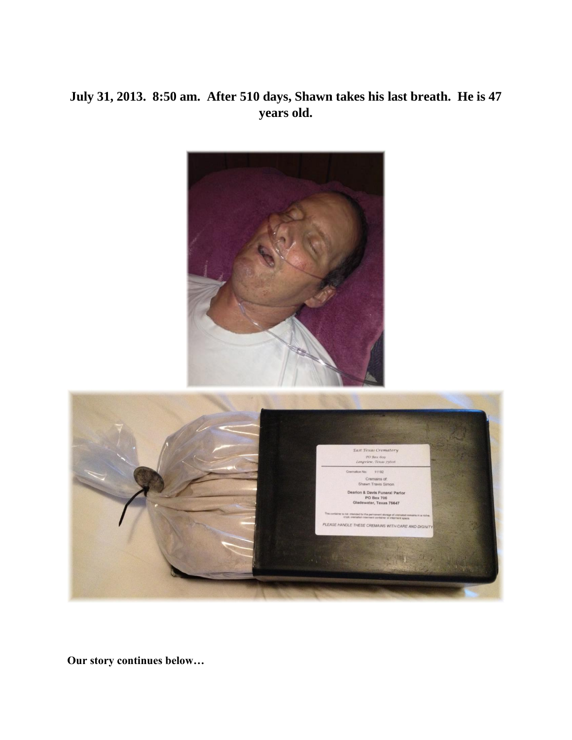**July 31, 2013. 8:50 am. After 510 days, Shawn takes his last breath. He is 47 years old.**

**Our story continues below…**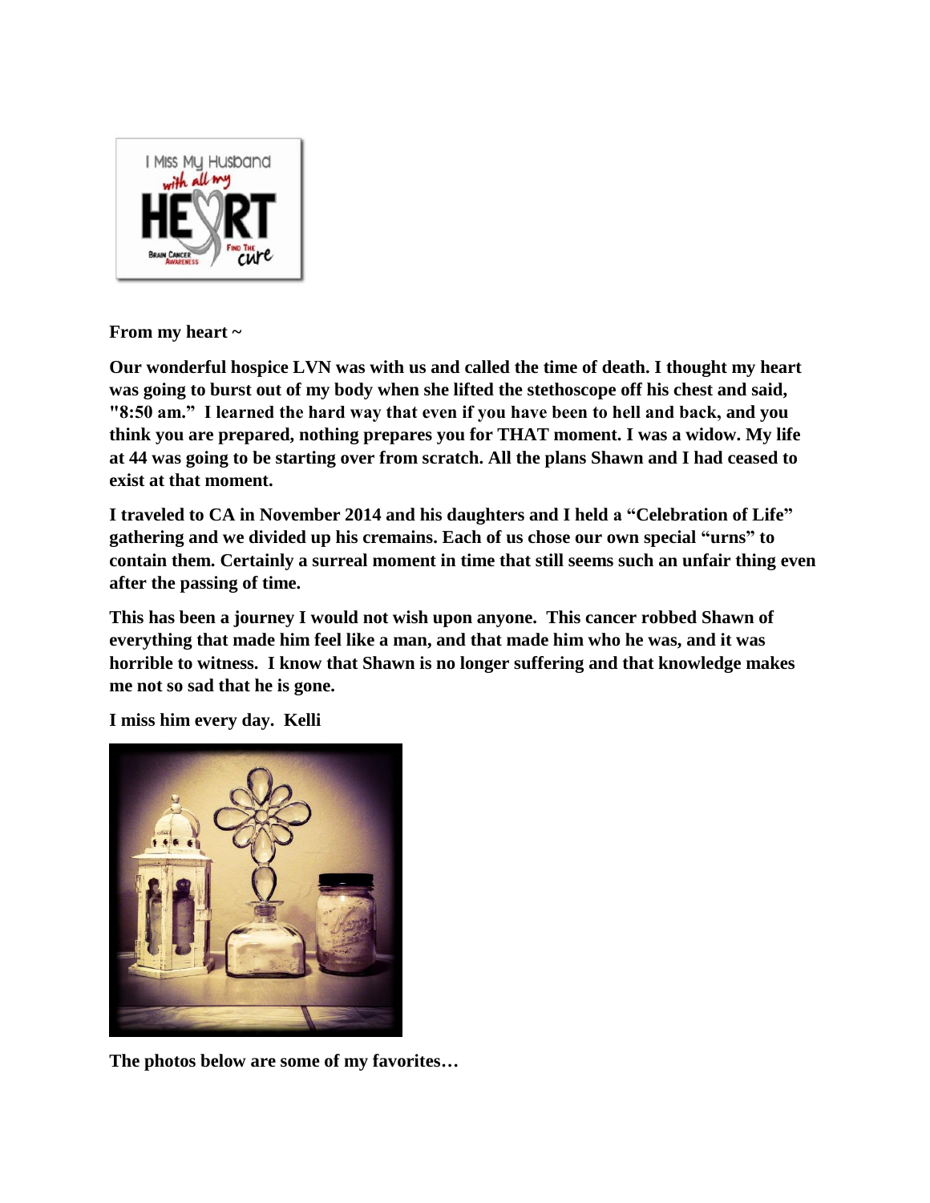**From my heart ~**

**Our wonderful hospice LVN was with us and called the time of death. I thought my heart was going to burst out of my body when she lifted the stethoscope off his chest and said, "8:50 am." I learned the hard way that even if you have been to hell and back, and you think you are prepared, nothing prepares you for THAT moment. I was a widow. My life at 44 was going to be starting over from scratch. All the plans Shawn and I had ceased to exist at that moment.**

**I traveled to CA in November 2014 and his daughters and I held a "Celebration of Life" gathering and we divided up his cremains. Each of us chose our own special "urns" to contain them. Certainly a surreal moment in time that still seems such an unfair thing even after the passing of time.**

**This has been a journey I would not wish upon anyone. This cancer robbed Shawn of everything that made him feel like a man, and that made him who he was, and it was horrible to witness. I know that Shawn is no longer suffering and that knowledge makes me not so sad that he is gone.**

**I miss him every day. Kelli**

**The photos below are some of my favorites…**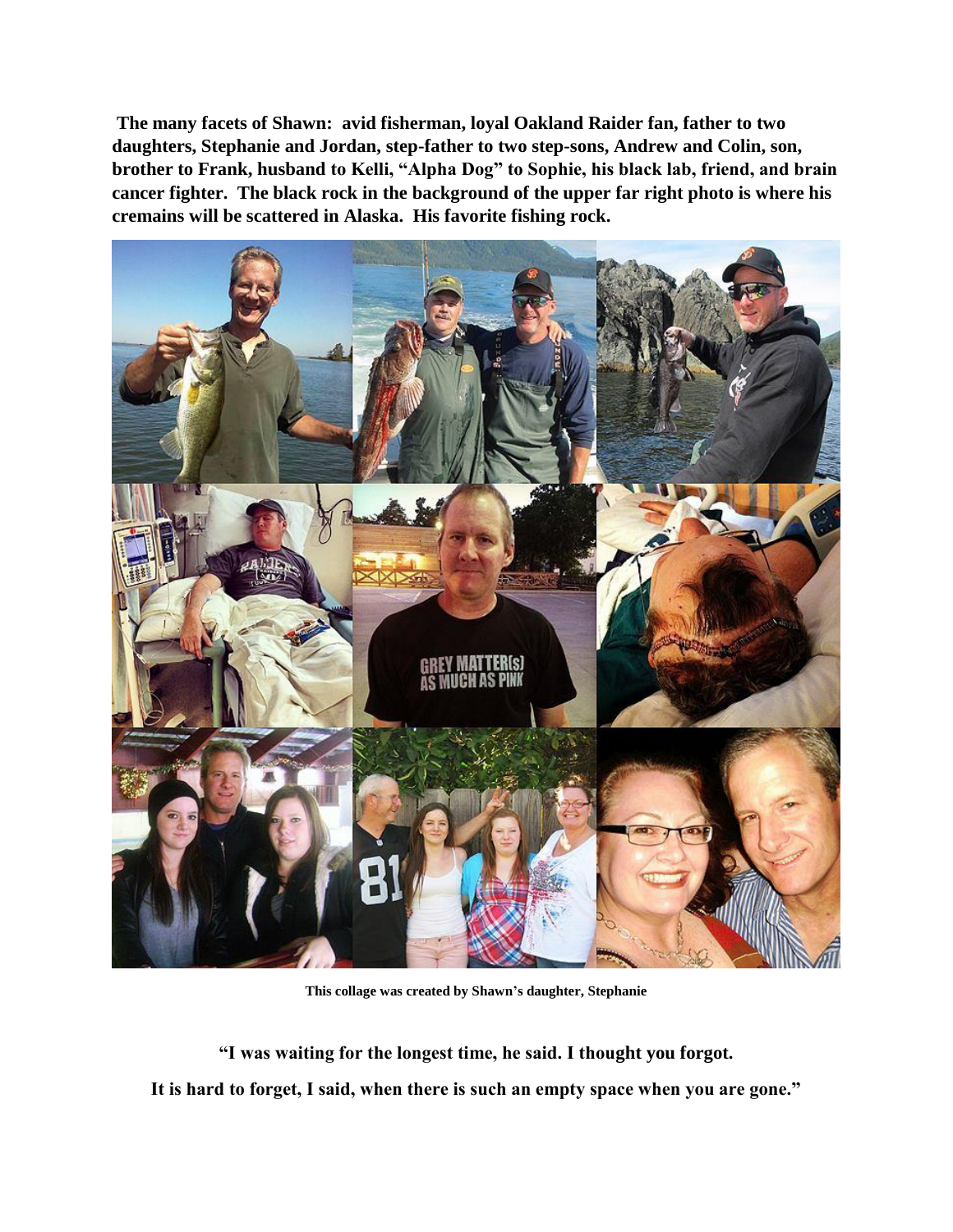**The many facets of Shawn: avid fisherman, loyal Oakland Raider fan, father to two daughters, Stephanie and Jordan, step-father to two step-sons, Andrew and Colin, son, brother to Frank, husband to Kelli, "Alpha Dog" to Sophie, his black lab, friend, and brain cancer fighter. The black rock in the background of the upper far right photo is where his cremains will be scattered in Alaska. His favorite fishing rock.**

**This collage was created by Shawn's daughter, Stephanie**

**"I was waiting for the longest time, he said. I thought you forgot.**

**It is hard to forget, I said, when there is such an empty space when you are gone."**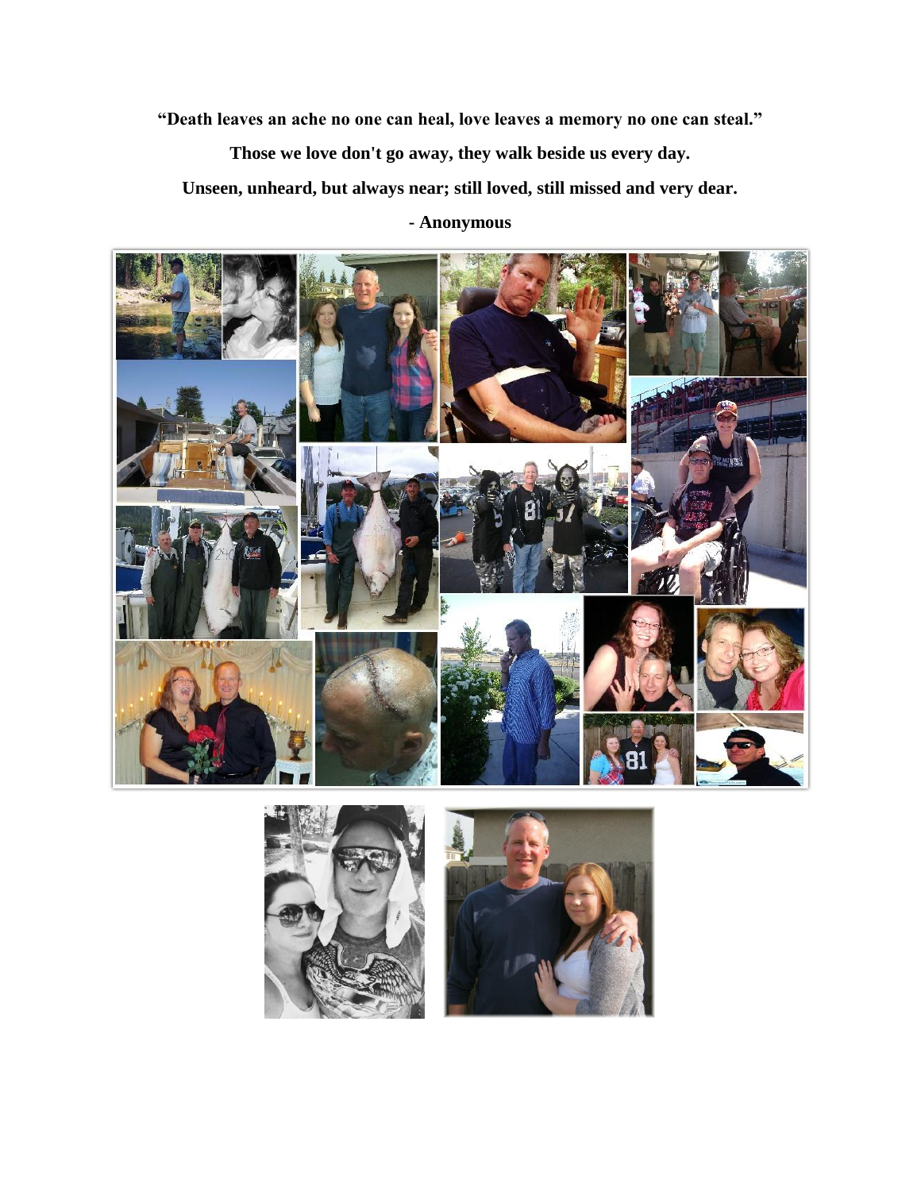**“Death leaves an ache no one can heal, love leaves a memory no one can steal.”**

**Those we love don't go away, they walk beside us every day.**

**Unseen, unheard, but always near; still loved, still missed and very dear.**

**- Anonymous**